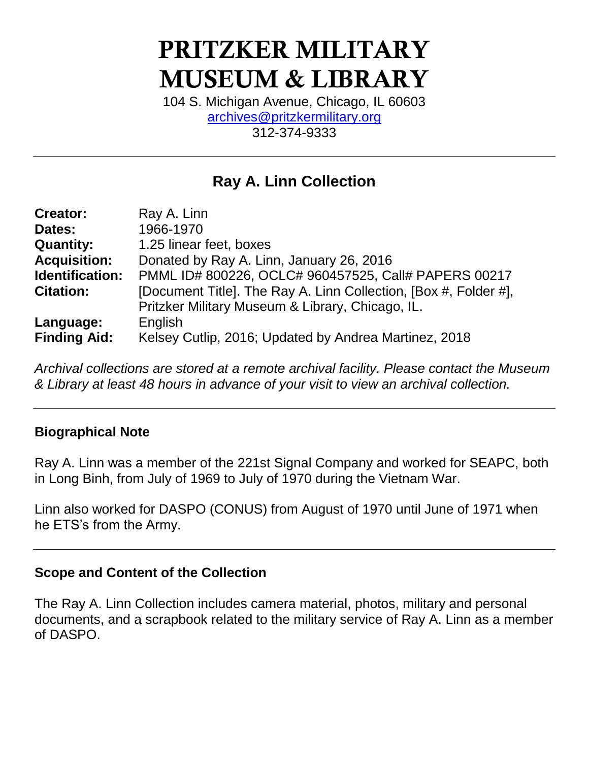# PRITZKER MILITARY MUSEUM & LIBRARY

104 S. Michigan Avenue, Chicago, IL 60603
[archives@pritzkermilitary.org](mailto:archives@pritzkermilitary.org)
312-374-9333

---

## Ray A. Linn Collection

| | |
|---|---|
| **Creator:** | Ray A. Linn |
| **Dates:** | 1966-1970 |
| **Quantity:** | 1.25 linear feet, boxes |
| **Acquisition:** | Donated by Ray A. Linn, January 26, 2016 |
| **Identification:** | PMML ID# 800226, OCLC# 960457525, Call# PAPERS 00217 |
| **Citation:** | [Document Title]. The Ray A. Linn Collection, [Box #, Folder #], Pritzker Military Museum & Library, Chicago, IL. |
| **Language:** | English |
| **Finding Aid:** | Kelsey Cutlip, 2016; Updated by Andrea Martinez, 2018 |

*Archival collections are stored at a remote archival facility. Please contact the Museum & Library at least 48 hours in advance of your visit to view an archival collection.*

---

### Biographical Note

Ray A. Linn was a member of the 221st Signal Company and worked for SEAPC, both in Long Binh, from July of 1969 to July of 1970 during the Vietnam War.

Linn also worked for DASPO (CONUS) from August of 1970 until June of 1971 when he ETS's from the Army.

---

### Scope and Content of the Collection

The Ray A. Linn Collection includes camera material, photos, military and personal documents, and a scrapbook related to the military service of Ray A. Linn as a member of DASPO.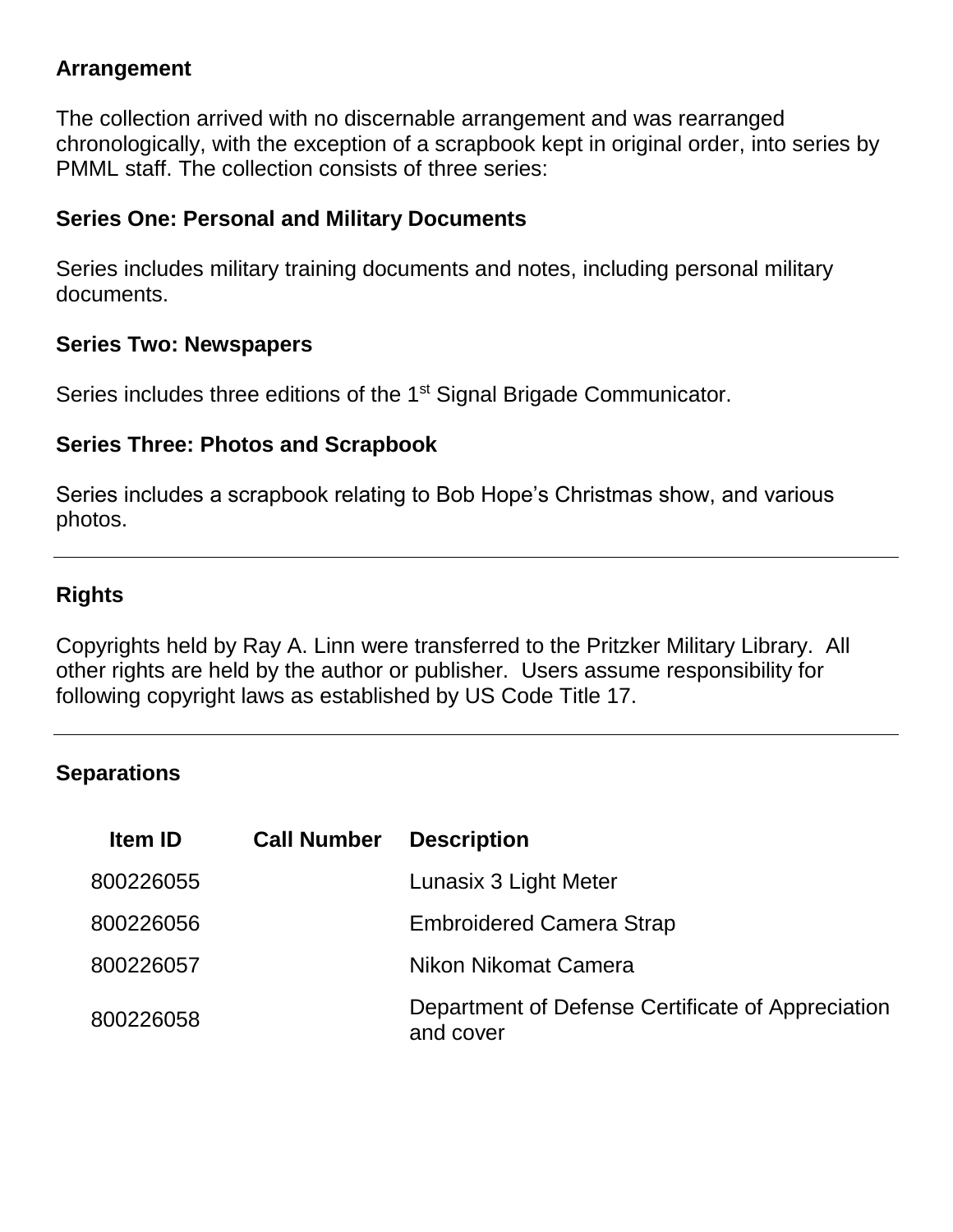## Arrangement

The collection arrived with no discernable arrangement and was rearranged chronologically, with the exception of a scrapbook kept in original order, into series by PMML staff. The collection consists of three series:

### Series One: Personal and Military Documents

Series includes military training documents and notes, including personal military documents.

### Series Two: Newspapers

Series includes three editions of the 1st Signal Brigade Communicator.

### Series Three: Photos and Scrapbook

Series includes a scrapbook relating to Bob Hope's Christmas show, and various photos.

---

## Rights

Copyrights held by Ray A. Linn were transferred to the Pritzker Military Library. All other rights are held by the author or publisher. Users assume responsibility for following copyright laws as established by US Code Title 17.

---

## Separations

| Item ID | Call Number | Description |
|---|---|---|
| 800226055 | | Lunasix 3 Light Meter |
| 800226056 | | Embroidered Camera Strap |
| 800226057 | | Nikon Nikomat Camera |
| 800226058 | | Department of Defense Certificate of Appreciation and cover |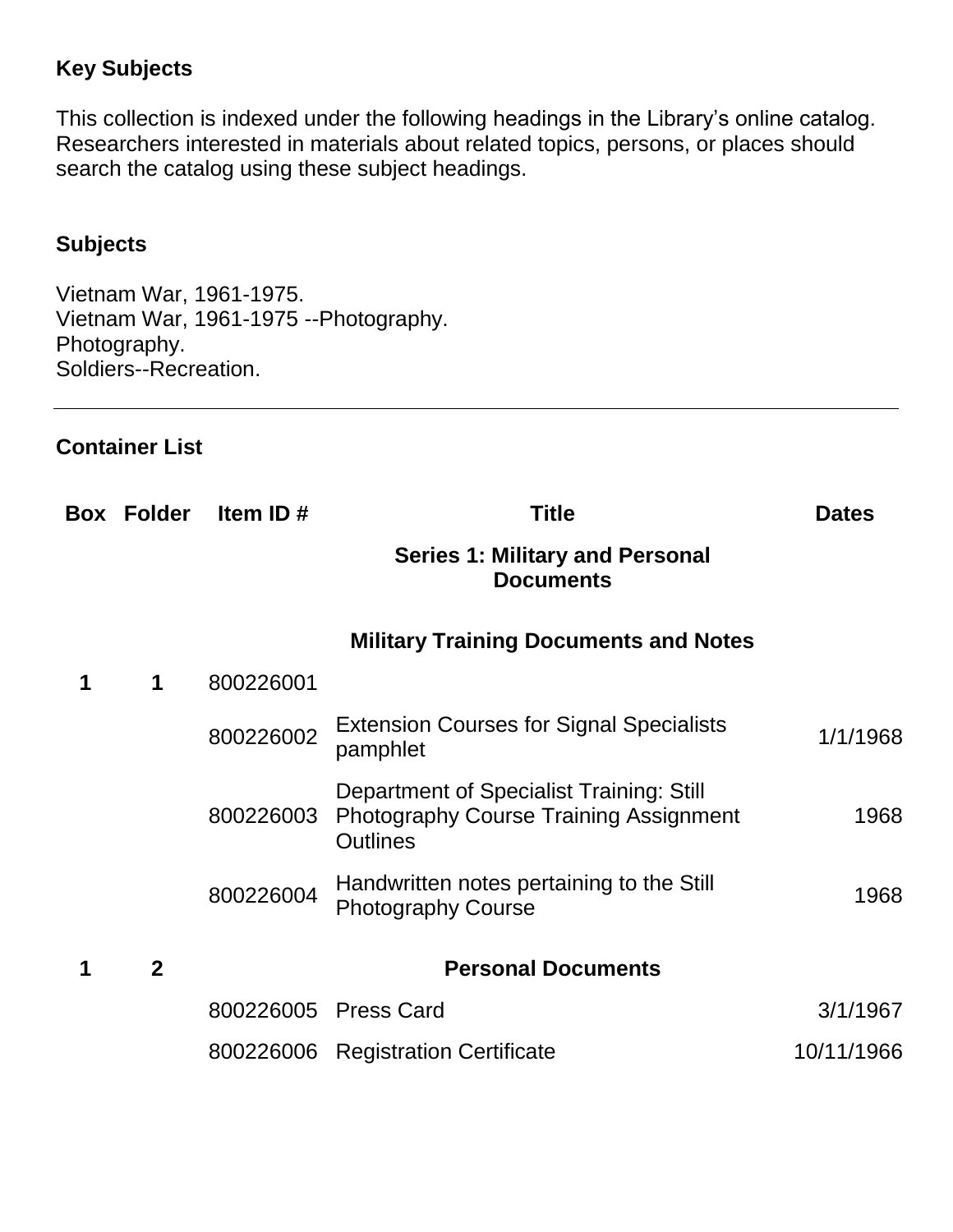### Key Subjects

This collection is indexed under the following headings in the Library's online catalog. Researchers interested in materials about related topics, persons, or places should search the catalog using these subject headings.

### Subjects

Vietnam War, 1961-1975.
Vietnam War, 1961-1975 --Photography.
Photography.
Soldiers--Recreation.

---

### Container List

| Box | Folder | Item ID # | Title | Dates |
|---|---|---|---|---|
| | | | **Series 1: Military and Personal Documents** | |
| | | | **Military Training Documents and Notes** | |
| **1** | **1** | 800226001 | | |
| | | 800226002 | Extension Courses for Signal Specialists pamphlet | 1/1/1968 |
| | | 800226003 | Department of Specialist Training: Still Photography Course Training Assignment Outlines | 1968 |
| | | 800226004 | Handwritten notes pertaining to the Still Photography Course | 1968 |
| **1** | **2** | | **Personal Documents** | |
| | | 800226005 | Press Card | 3/1/1967 |
| | | 800226006 | Registration Certificate | 10/11/1966 |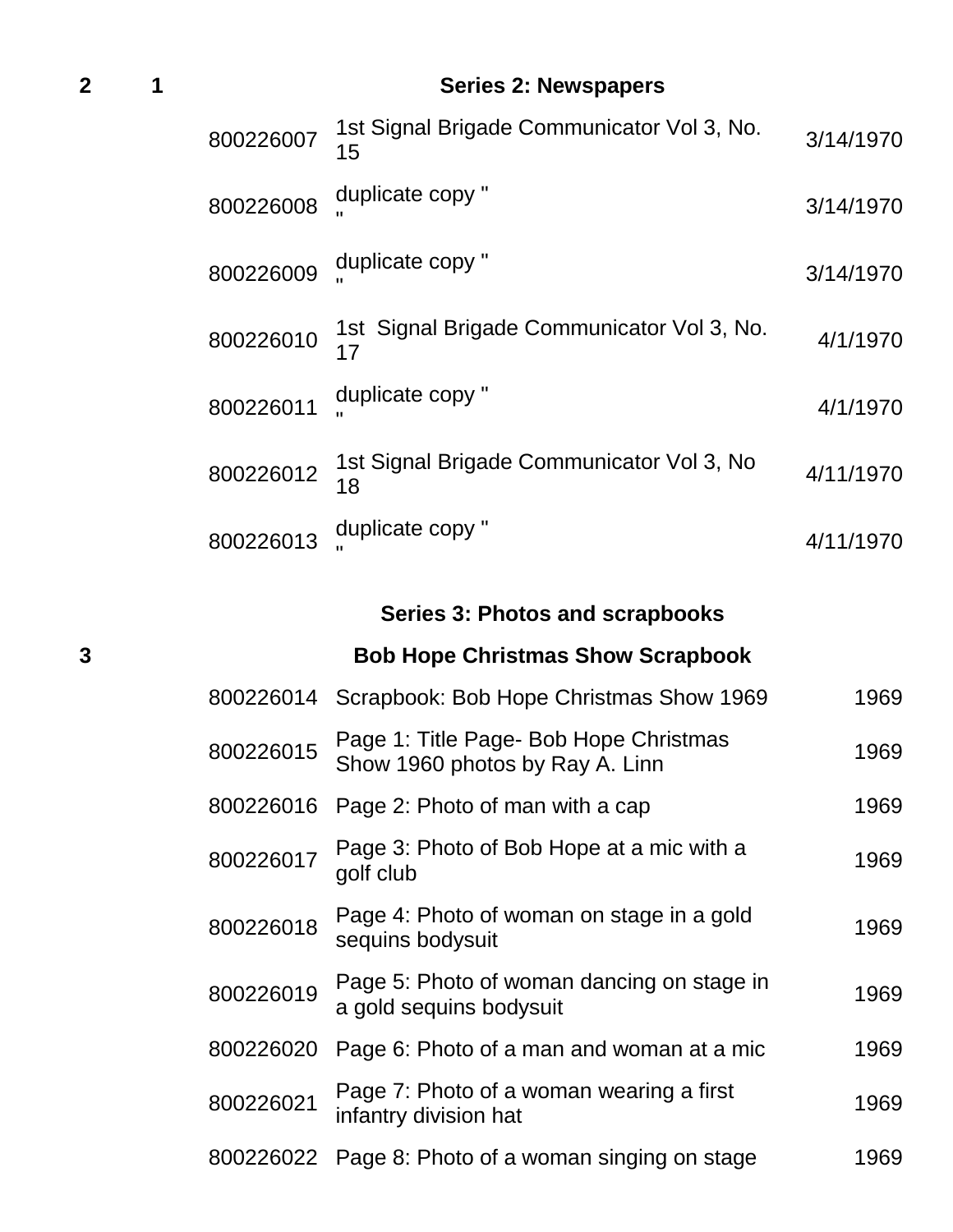| Box | Folder | ID | Description | Date |
|---|---|---|---|---|
| 2 | 1 | | **Series 2: Newspapers** | |
| | | 800226007 | 1st Signal Brigade Communicator Vol 3, No. 15 | 3/14/1970 |
| | | 800226008 | duplicate copy " " | 3/14/1970 |
| | | 800226009 | duplicate copy " " | 3/14/1970 |
| | | 800226010 | 1st Signal Brigade Communicator Vol 3, No. 17 | 4/1/1970 |
| | | 800226011 | duplicate copy " " | 4/1/1970 |
| | | 800226012 | 1st Signal Brigade Communicator Vol 3, No 18 | 4/11/1970 |
| | | 800226013 | duplicate copy " " | 4/11/1970 |
| | | | **Series 3: Photos and scrapbooks** | |
| 3 | | | **Bob Hope Christmas Show Scrapbook** | |
| | | 800226014 | Scrapbook: Bob Hope Christmas Show 1969 | 1969 |
| | | 800226015 | Page 1: Title Page- Bob Hope Christmas Show 1960 photos by Ray A. Linn | 1969 |
| | | 800226016 | Page 2: Photo of man with a cap | 1969 |
| | | 800226017 | Page 3: Photo of Bob Hope at a mic with a golf club | 1969 |
| | | 800226018 | Page 4: Photo of woman on stage in a gold sequins bodysuit | 1969 |
| | | 800226019 | Page 5: Photo of woman dancing on stage in a gold sequins bodysuit | 1969 |
| | | 800226020 | Page 6: Photo of a man and woman at a mic | 1969 |
| | | 800226021 | Page 7: Photo of a woman wearing a first infantry division hat | 1969 |
| | | 800226022 | Page 8: Photo of a woman singing on stage | 1969 |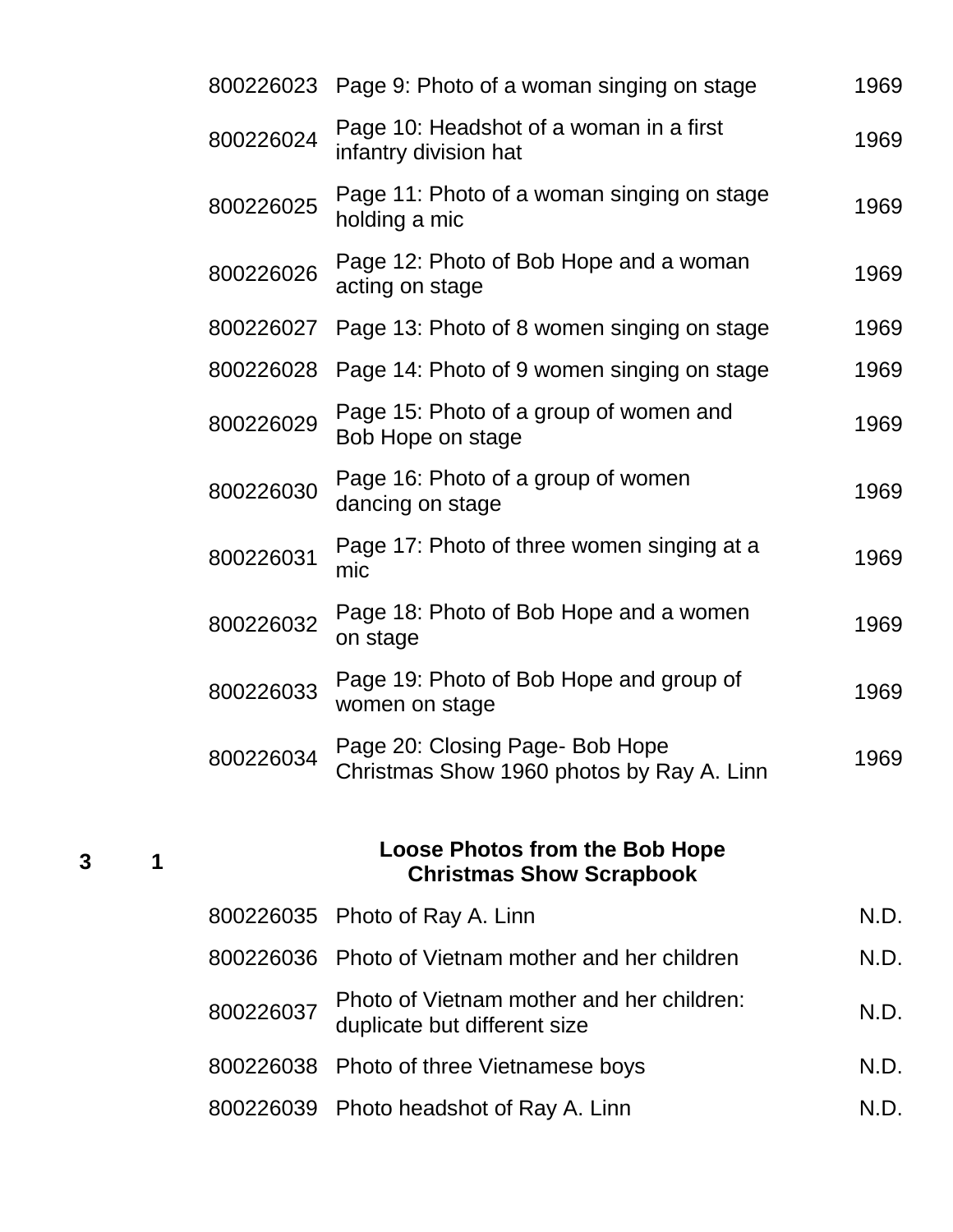| | | | | |
|---|---|---|---|---|
| | | 800226023 | Page 9: Photo of a woman singing on stage | 1969 |
| | | 800226024 | Page 10: Headshot of a woman in a first infantry division hat | 1969 |
| | | 800226025 | Page 11: Photo of a woman singing on stage holding a mic | 1969 |
| | | 800226026 | Page 12: Photo of Bob Hope and a woman acting on stage | 1969 |
| | | 800226027 | Page 13: Photo of 8 women singing on stage | 1969 |
| | | 800226028 | Page 14: Photo of 9 women singing on stage | 1969 |
| | | 800226029 | Page 15: Photo of a group of women and Bob Hope on stage | 1969 |
| | | 800226030 | Page 16: Photo of a group of women dancing on stage | 1969 |
| | | 800226031 | Page 17: Photo of three women singing at a mic | 1969 |
| | | 800226032 | Page 18: Photo of Bob Hope and a women on stage | 1969 |
| | | 800226033 | Page 19: Photo of Bob Hope and group of women on stage | 1969 |
| | | 800226034 | Page 20: Closing Page- Bob Hope Christmas Show 1960 photos by Ray A. Linn | 1969 |
| **3** | **1** | | **Loose Photos from the Bob Hope Christmas Show Scrapbook** | |
| | | 800226035 | Photo of Ray A. Linn | N.D. |
| | | 800226036 | Photo of Vietnam mother and her children | N.D. |
| | | 800226037 | Photo of Vietnam mother and her children: duplicate but different size | N.D. |
| | | 800226038 | Photo of three Vietnamese boys | N.D. |
| | | 800226039 | Photo headshot of Ray A. Linn | N.D. |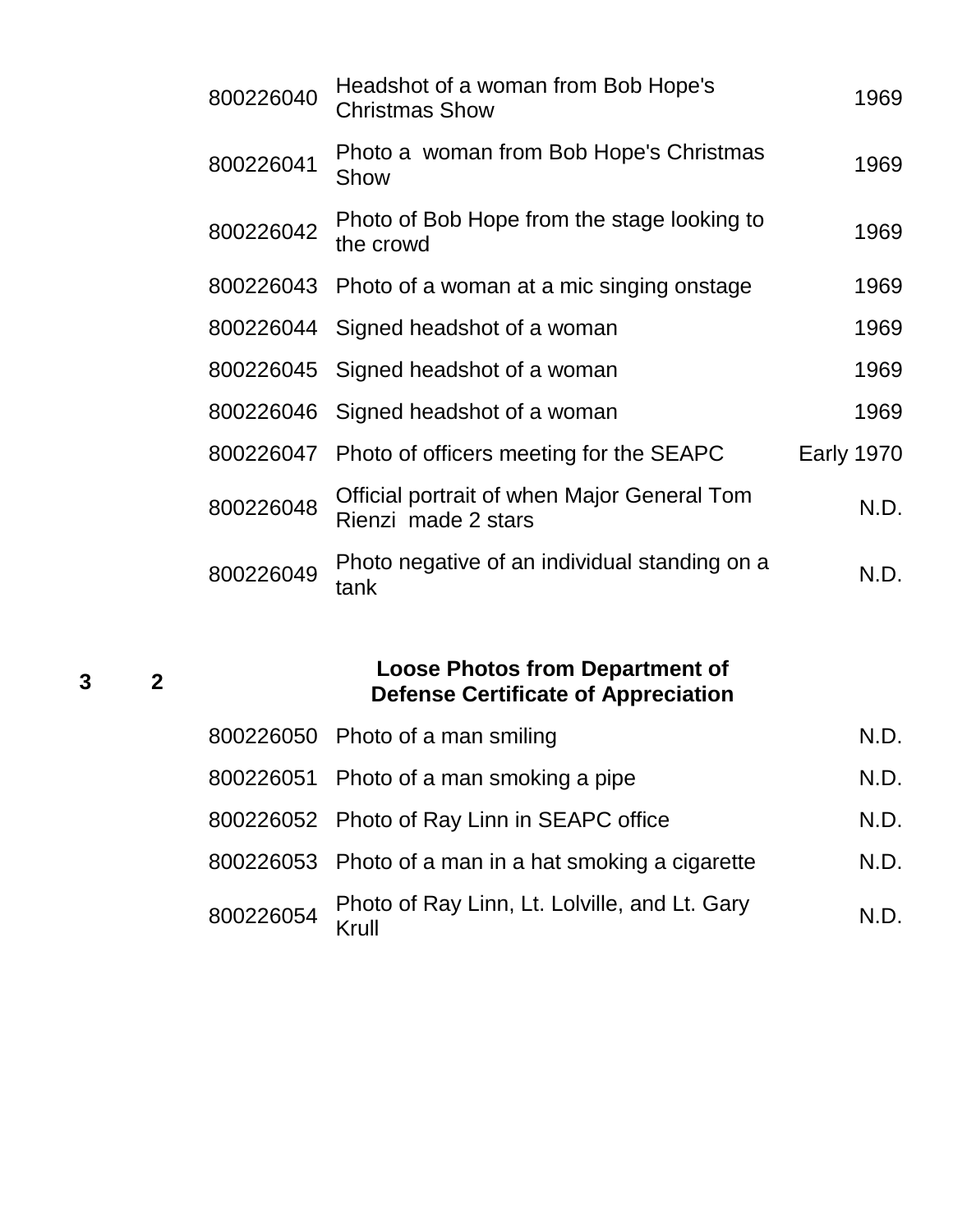| | | | | |
|---|---|---|---|---|
| | | 800226040 | Headshot of a woman from Bob Hope's Christmas Show | 1969 |
| | | 800226041 | Photo a  woman from Bob Hope's Christmas Show | 1969 |
| | | 800226042 | Photo of Bob Hope from the stage looking to the crowd | 1969 |
| | | 800226043 | Photo of a woman at a mic singing onstage | 1969 |
| | | 800226044 | Signed headshot of a woman | 1969 |
| | | 800226045 | Signed headshot of a woman | 1969 |
| | | 800226046 | Signed headshot of a woman | 1969 |
| | | 800226047 | Photo of officers meeting for the SEAPC | Early 1970 |
| | | 800226048 | Official portrait of when Major General Tom Rienzi  made 2 stars | N.D. |
| | | 800226049 | Photo negative of an individual standing on a tank | N.D. |
| **3** | **2** | | **Loose Photos from Department of Defense Certificate of Appreciation** | |
| | | 800226050 | Photo of a man smiling | N.D. |
| | | 800226051 | Photo of a man smoking a pipe | N.D. |
| | | 800226052 | Photo of Ray Linn in SEAPC office | N.D. |
| | | 800226053 | Photo of a man in a hat smoking a cigarette | N.D. |
| | | 800226054 | Photo of Ray Linn, Lt. Lolville, and Lt. Gary Krull | N.D. |